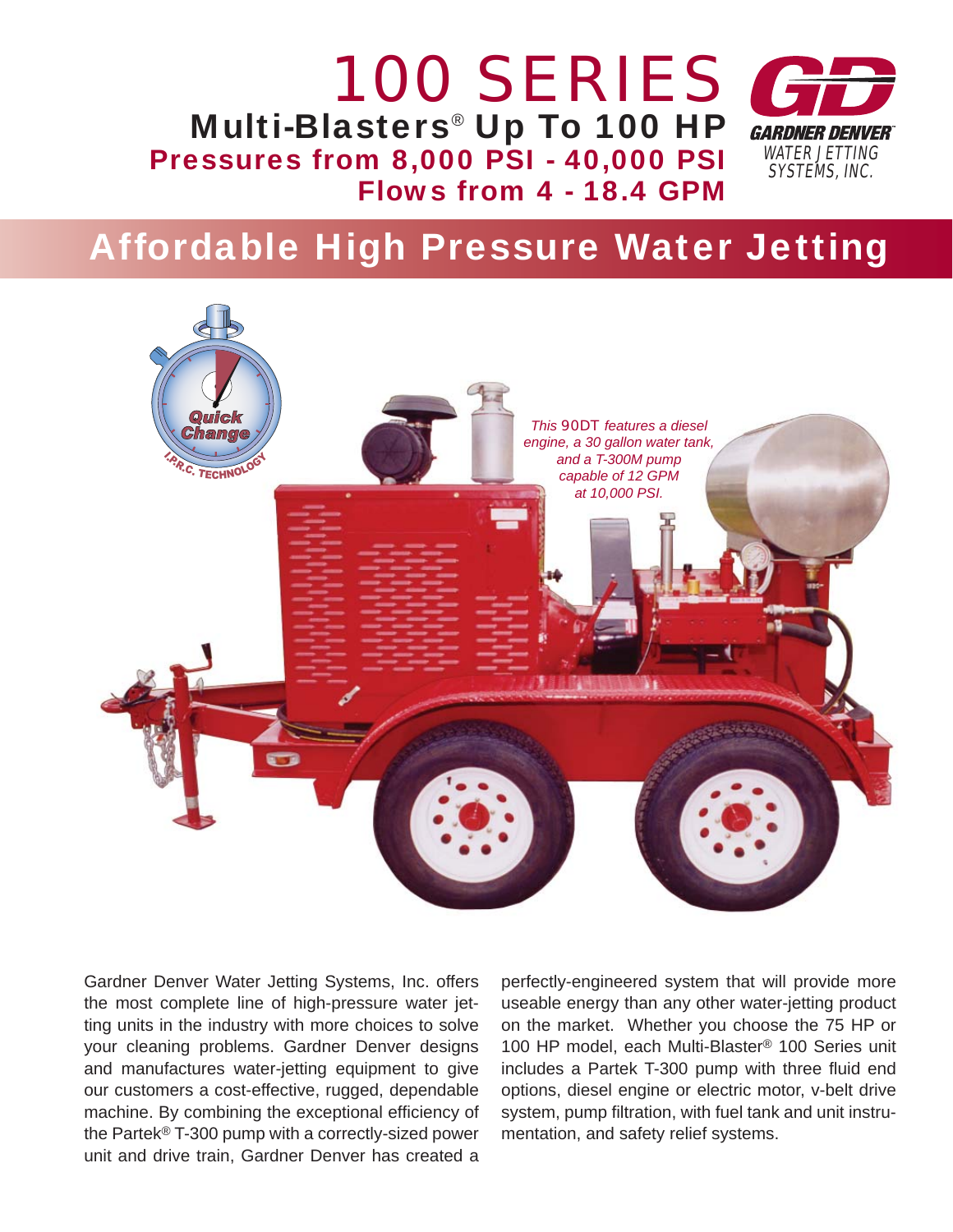# 100 SERIES

## Multi-Blasters® Up To 100 HP

**Pressures from 8,000 PSI - 40,000 PSI**

**Flows from 4 - 18.4 GPM**

GARDNER DENVER
WATER JETTING SYSTEMS, INC.

## Affordable High Pressure Water Jetting

Quick Change
I.P.R.C. TECHNOLOGY

*This 90DT features a diesel engine, a 30 gallon water tank, and a T-300M pump capable of 12 GPM at 10,000 PSI.*

Gardner Denver Water Jetting Systems, Inc. offers the most complete line of high-pressure water jetting units in the industry with more choices to solve your cleaning problems. Gardner Denver designs and manufactures water-jetting equipment to give our customers a cost-effective, rugged, dependable machine. By combining the exceptional efficiency of the Partek® T-300 pump with a correctly-sized power unit and drive train, Gardner Denver has created a perfectly-engineered system that will provide more useable energy than any other water-jetting product on the market. Whether you choose the 75 HP or 100 HP model, each Multi-Blaster® 100 Series unit includes a Partek T-300 pump with three fluid end options, diesel engine or electric motor, v-belt drive system, pump filtration, with fuel tank and unit instrumentation, and safety relief systems.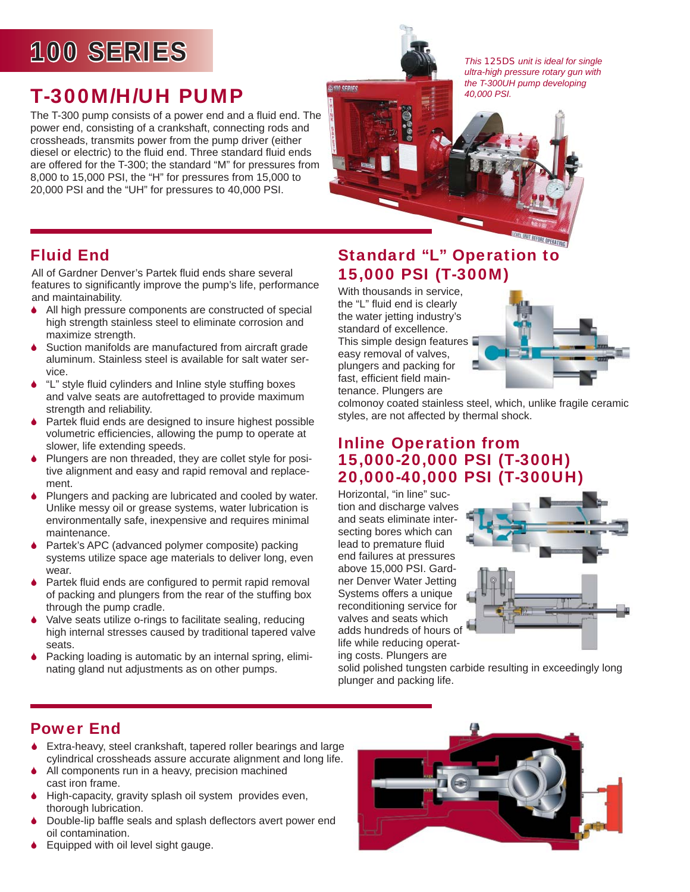# 100 SERIES

## T-300M/H/UH PUMP

The T-300 pump consists of a power end and a fluid end. The power end, consisting of a crankshaft, connecting rods and crossheads, transmits power from the pump driver (either diesel or electric) to the fluid end. Three standard fluid ends are offered for the T-300; the standard "M" for pressures from 8,000 to 15,000 PSI, the "H" for pressures from 15,000 to 20,000 PSI and the "UH" for pressures to 40,000 PSI.

*This 125DS unit is ideal for single ultra-high pressure rotary gun with the T-300UH pump developing 40,000 PSI.*

## Fluid End

All of Gardner Denver's Partek fluid ends share several features to significantly improve the pump's life, performance and maintainability.

- All high pressure components are constructed of special high strength stainless steel to eliminate corrosion and maximize strength.
- Suction manifolds are manufactured from aircraft grade aluminum. Stainless steel is available for salt water service.
- "L" style fluid cylinders and Inline style stuffing boxes and valve seats are autofrettaged to provide maximum strength and reliability.
- Partek fluid ends are designed to insure highest possible volumetric efficiencies, allowing the pump to operate at slower, life extending speeds.
- Plungers are non threaded, they are collet style for positive alignment and easy and rapid removal and replacement.
- Plungers and packing are lubricated and cooled by water. Unlike messy oil or grease systems, water lubrication is environmentally safe, inexpensive and requires minimal maintenance.
- Partek's APC (advanced polymer composite) packing systems utilize space age materials to deliver long, even wear.
- Partek fluid ends are configured to permit rapid removal of packing and plungers from the rear of the stuffing box through the pump cradle.
- Valve seats utilize o-rings to facilitate sealing, reducing high internal stresses caused by traditional tapered valve seats.
- Packing loading is automatic by an internal spring, eliminating gland nut adjustments as on other pumps.

## Standard "L" Operation to 15,000 PSI (T-300M)

With thousands in service, the "L" fluid end is clearly the water jetting industry's standard of excellence. This simple design features easy removal of valves, plungers and packing for fast, efficient field maintenance. Plungers are colmonoy coated stainless steel, which, unlike fragile ceramic styles, are not affected by thermal shock.

## Inline Operation from 15,000-20,000 PSI (T-300H) 20,000-40,000 PSI (T-300UH)

Horizontal, "in line" suction and discharge valves and seats eliminate intersecting bores which can lead to premature fluid end failures at pressures above 15,000 PSI. Gardner Denver Water Jetting Systems offers a unique reconditioning service for valves and seats which adds hundreds of hours of life while reducing operating costs. Plungers are solid polished tungsten carbide resulting in exceedingly long plunger and packing life.

## Power End

- Extra-heavy, steel crankshaft, tapered roller bearings and large cylindrical crossheads assure accurate alignment and long life.
- All components run in a heavy, precision machined cast iron frame.
- High-capacity, gravity splash oil system provides even, thorough lubrication.
- Double-lip baffle seals and splash deflectors avert power end oil contamination.
- Equipped with oil level sight gauge.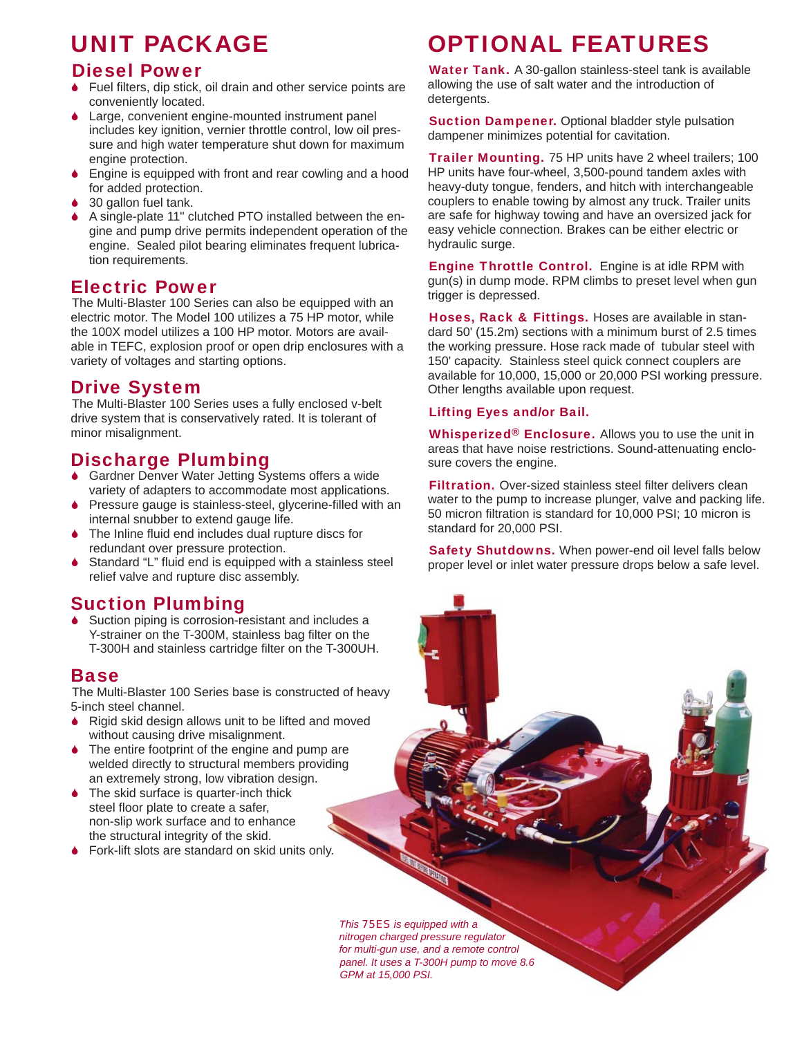# UNIT PACKAGE

## Diesel Power

- Fuel filters, dip stick, oil drain and other service points are conveniently located.
- Large, convenient engine-mounted instrument panel includes key ignition, vernier throttle control, low oil pressure and high water temperature shut down for maximum engine protection.
- Engine is equipped with front and rear cowling and a hood for added protection.
- 30 gallon fuel tank.
- A single-plate 11" clutched PTO installed between the engine and pump drive permits independent operation of the engine. Sealed pilot bearing eliminates frequent lubrication requirements.

## Electric Power

The Multi-Blaster 100 Series can also be equipped with an electric motor. The Model 100 utilizes a 75 HP motor, while the 100X model utilizes a 100 HP motor. Motors are available in TEFC, explosion proof or open drip enclosures with a variety of voltages and starting options.

## Drive System

The Multi-Blaster 100 Series uses a fully enclosed v-belt drive system that is conservatively rated. It is tolerant of minor misalignment.

## Discharge Plumbing

- Gardner Denver Water Jetting Systems offers a wide variety of adapters to accommodate most applications.
- Pressure gauge is stainless-steel, glycerine-filled with an internal snubber to extend gauge life.
- The Inline fluid end includes dual rupture discs for redundant over pressure protection.
- Standard "L" fluid end is equipped with a stainless steel relief valve and rupture disc assembly.

## Suction Plumbing

- Suction piping is corrosion-resistant and includes a Y-strainer on the T-300M, stainless bag filter on the T-300H and stainless cartridge filter on the T-300UH.

## Base

The Multi-Blaster 100 Series base is constructed of heavy 5-inch steel channel.

- Rigid skid design allows unit to be lifted and moved without causing drive misalignment.
- The entire footprint of the engine and pump are welded directly to structural members providing an extremely strong, low vibration design.
- The skid surface is quarter-inch thick steel floor plate to create a safer, non-slip work surface and to enhance the structural integrity of the skid.
- Fork-lift slots are standard on skid units only.

# OPTIONAL FEATURES

**Water Tank.** A 30-gallon stainless-steel tank is available allowing the use of salt water and the introduction of detergents.

**Suction Dampener.** Optional bladder style pulsation dampener minimizes potential for cavitation.

**Trailer Mounting.** 75 HP units have 2 wheel trailers; 100 HP units have four-wheel, 3,500-pound tandem axles with heavy-duty tongue, fenders, and hitch with interchangeable couplers to enable towing by almost any truck. Trailer units are safe for highway towing and have an oversized jack for easy vehicle connection. Brakes can be either electric or hydraulic surge.

**Engine Throttle Control.** Engine is at idle RPM with gun(s) in dump mode. RPM climbs to preset level when gun trigger is depressed.

**Hoses, Rack & Fittings.** Hoses are available in standard 50' (15.2m) sections with a minimum burst of 2.5 times the working pressure. Hose rack made of tubular steel with 150' capacity. Stainless steel quick connect couplers are available for 10,000, 15,000 or 20,000 PSI working pressure. Other lengths available upon request.

**Lifting Eyes and/or Bail.**

**Whisperized® Enclosure.** Allows you to use the unit in areas that have noise restrictions. Sound-attenuating enclosure covers the engine.

**Filtration.** Over-sized stainless steel filter delivers clean water to the pump to increase plunger, valve and packing life. 50 micron filtration is standard for 10,000 PSI; 10 micron is standard for 20,000 PSI.

**Safety Shutdowns.** When power-end oil level falls below proper level or inlet water pressure drops below a safe level.

*This 75ES is equipped with a nitrogen charged pressure regulator for multi-gun use, and a remote control panel. It uses a T-300H pump to move 8.6 GPM at 15,000 PSI.*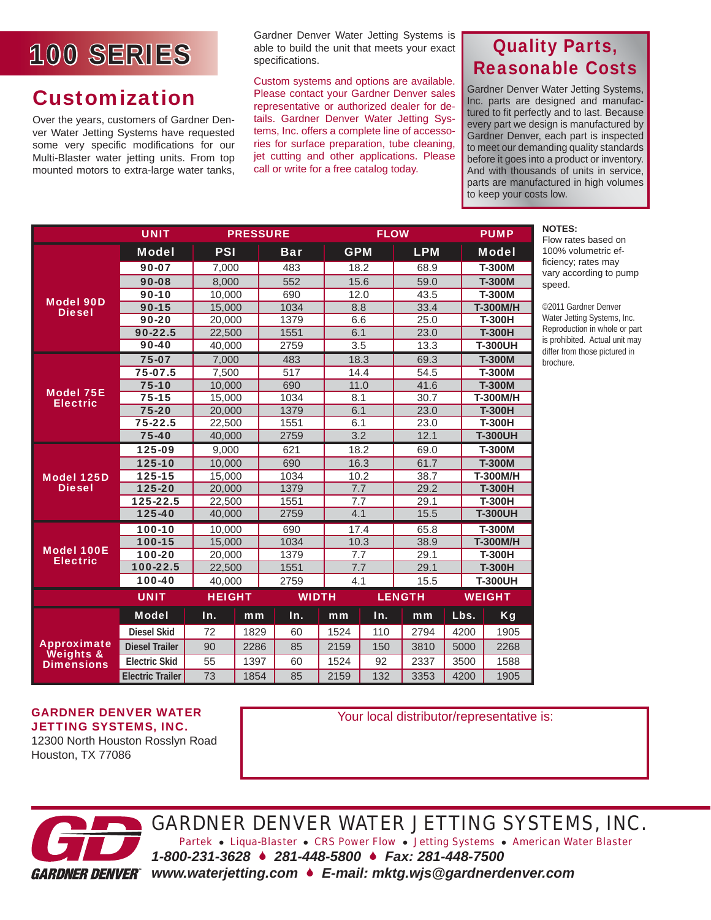# 100 SERIES

## Customization

Over the years, customers of Gardner Denver Water Jetting Systems have requested some very specific modifications for our Multi-Blaster water jetting units. From top mounted motors to extra-large water tanks, Gardner Denver Water Jetting Systems is able to build the unit that meets your exact specifications.

Custom systems and options are available. Please contact your Gardner Denver sales representative or authorized dealer for details. Gardner Denver Water Jetting Systems, Inc. offers a complete line of accessories for surface preparation, tube cleaning, jet cutting and other applications. Please call or write for a free catalog today.

## Quality Parts, Reasonable Costs

Gardner Denver Water Jetting Systems, Inc. parts are designed and manufactured to fit perfectly and to last. Because every part we design is manufactured by Gardner Denver, each part is inspected to meet our demanding quality standards before it goes into a product or inventory. And with thousands of units in service, parts are manufactured in high volumes to keep your costs low.

| | UNIT | PRESSURE | | FLOW | | PUMP |
|---|---|---|---|---|---|---|
| | Model | PSI | Bar | GPM | LPM | Model |
| Model 90D Diesel | 90-07 | 7,000 | 483 | 18.2 | 68.9 | T-300M |
| | 90-08 | 8,000 | 552 | 15.6 | 59.0 | T-300M |
| | 90-10 | 10,000 | 690 | 12.0 | 43.5 | T-300M |
| | 90-15 | 15,000 | 1034 | 8.8 | 33.4 | T-300M/H |
| | 90-20 | 20,000 | 1379 | 6.6 | 25.0 | T-300H |
| | 90-22.5 | 22,500 | 1551 | 6.1 | 23.0 | T-300H |
| | 90-40 | 40,000 | 2759 | 3.5 | 13.3 | T-300UH |
| Model 75E Electric | 75-07 | 7,000 | 483 | 18.3 | 69.3 | T-300M |
| | 75-07.5 | 7,500 | 517 | 14.4 | 54.5 | T-300M |
| | 75-10 | 10,000 | 690 | 11.0 | 41.6 | T-300M |
| | 75-15 | 15,000 | 1034 | 8.1 | 30.7 | T-300M/H |
| | 75-20 | 20,000 | 1379 | 6.1 | 23.0 | T-300H |
| | 75-22.5 | 22,500 | 1551 | 6.1 | 23.0 | T-300H |
| | 75-40 | 40,000 | 2759 | 3.2 | 12.1 | T-300UH |
| Model 125D Diesel | 125-09 | 9,000 | 621 | 18.2 | 69.0 | T-300M |
| | 125-10 | 10,000 | 690 | 16.3 | 61.7 | T-300M |
| | 125-15 | 15,000 | 1034 | 10.2 | 38.7 | T-300M/H |
| | 125-20 | 20,000 | 1379 | 7.7 | 29.2 | T-300H |
| | 125-22.5 | 22,500 | 1551 | 7.7 | 29.1 | T-300H |
| | 125-40 | 40,000 | 2759 | 4.1 | 15.5 | T-300UH |
| Model 100E Electric | 100-10 | 10,000 | 690 | 17.4 | 65.8 | T-300M |
| | 100-15 | 15,000 | 1034 | 10.3 | 38.9 | T-300M/H |
| | 100-20 | 20,000 | 1379 | 7.7 | 29.1 | T-300H |
| | 100-22.5 | 22,500 | 1551 | 7.7 | 29.1 | T-300H |
| | 100-40 | 40,000 | 2759 | 4.1 | 15.5 | T-300UH |

| | UNIT | HEIGHT | | WIDTH | | LENGTH | | WEIGHT | |
|---|---|---|---|---|---|---|---|---|---|
| | Model | In. | mm | In. | mm | In. | mm | Lbs. | Kg |
| Approximate Weights & Dimensions | Diesel Skid | 72 | 1829 | 60 | 1524 | 110 | 2794 | 4200 | 1905 |
| | Diesel Trailer | 90 | 2286 | 85 | 2159 | 150 | 3810 | 5000 | 2268 |
| | Electric Skid | 55 | 1397 | 60 | 1524 | 92 | 2337 | 3500 | 1588 |
| | Electric Trailer | 73 | 1854 | 85 | 2159 | 132 | 3353 | 4200 | 1905 |

**NOTES:**
Flow rates based on 100% volumetric efficiency; rates may vary according to pump speed.

©2011 Gardner Denver Water Jetting Systems, Inc. Reproduction in whole or part is prohibited. Actual unit may differ from those pictured in brochure.

**GARDNER DENVER WATER JETTING SYSTEMS, INC.**
12300 North Houston Rosslyn Road
Houston, TX 77086

Your local distributor/representative is:

GARDNER DENVER WATER JETTING SYSTEMS, INC.
Partek • Liqua-Blaster • CRS Power Flow • Jetting Systems • American Water Blaster
*1-800-231-3628 ♦ 281-448-5800 ♦ Fax: 281-448-7500*
*www.waterjetting.com ♦ E-mail: mktg.wjs@gardnerdenver.com*